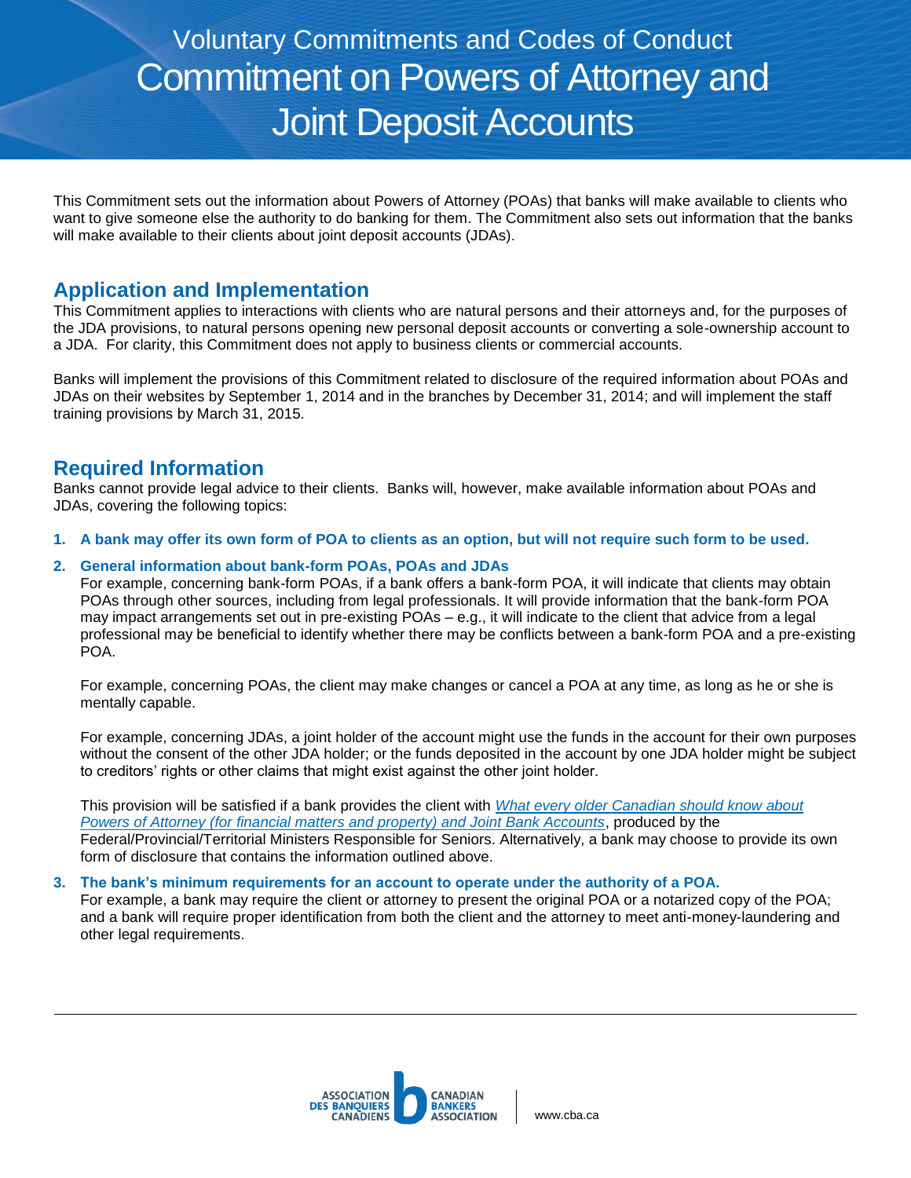Voluntary Commitments and Codes of Conduct

# Commitment on Powers of Attorney and Joint Deposit Accounts

This Commitment sets out the information about Powers of Attorney (POAs) that banks will make available to clients who want to give someone else the authority to do banking for them. The Commitment also sets out information that the banks will make available to their clients about joint deposit accounts (JDAs).

## Application and Implementation

This Commitment applies to interactions with clients who are natural persons and their attorneys and, for the purposes of the JDA provisions, to natural persons opening new personal deposit accounts or converting a sole-ownership account to a JDA. For clarity, this Commitment does not apply to business clients or commercial accounts.

Banks will implement the provisions of this Commitment related to disclosure of the required information about POAs and JDAs on their websites by September 1, 2014 and in the branches by December 31, 2014; and will implement the staff training provisions by March 31, 2015.

## Required Information

Banks cannot provide legal advice to their clients. Banks will, however, make available information about POAs and JDAs, covering the following topics:

1. **A bank may offer its own form of POA to clients as an option, but will not require such form to be used.**

2. **General information about bank-form POAs, POAs and JDAs**
   For example, concerning bank-form POAs, if a bank offers a bank-form POA, it will indicate that clients may obtain POAs through other sources, including from legal professionals. It will provide information that the bank-form POA may impact arrangements set out in pre-existing POAs – e.g., it will indicate to the client that advice from a legal professional may be beneficial to identify whether there may be conflicts between a bank-form POA and a pre-existing POA.

   For example, concerning POAs, the client may make changes or cancel a POA at any time, as long as he or she is mentally capable.

   For example, concerning JDAs, a joint holder of the account might use the funds in the account for their own purposes without the consent of the other JDA holder; or the funds deposited in the account by one JDA holder might be subject to creditors' rights or other claims that might exist against the other joint holder.

   This provision will be satisfied if a bank provides the client with *What every older Canadian should know about Powers of Attorney (for financial matters and property) and Joint Bank Accounts*, produced by the Federal/Provincial/Territorial Ministers Responsible for Seniors. Alternatively, a bank may choose to provide its own form of disclosure that contains the information outlined above.

3. **The bank's minimum requirements for an account to operate under the authority of a POA.**
   For example, a bank may require the client or attorney to present the original POA or a notarized copy of the POA; and a bank will require proper identification from both the client and the attorney to meet anti-money-laundering and other legal requirements.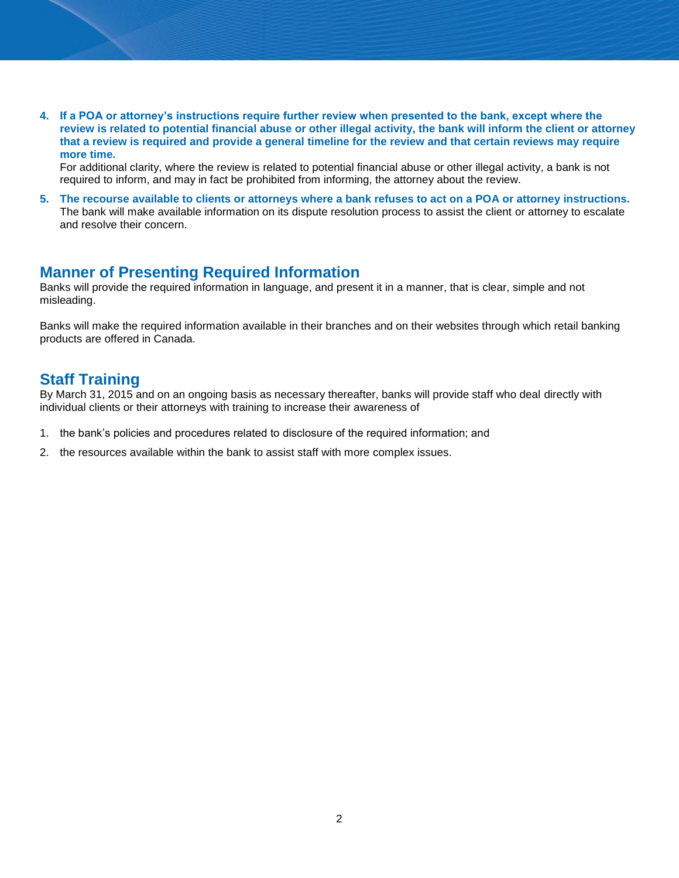4. **If a POA or attorney's instructions require further review when presented to the bank, except where the review is related to potential financial abuse or other illegal activity, the bank will inform the client or attorney that a review is required and provide a general timeline for the review and that certain reviews may require more time.**
   For additional clarity, where the review is related to potential financial abuse or other illegal activity, a bank is not required to inform, and may in fact be prohibited from informing, the attorney about the review.

5. **The recourse available to clients or attorneys where a bank refuses to act on a POA or attorney instructions.** The bank will make available information on its dispute resolution process to assist the client or attorney to escalate and resolve their concern.

## Manner of Presenting Required Information

Banks will provide the required information in language, and present it in a manner, that is clear, simple and not misleading.

Banks will make the required information available in their branches and on their websites through which retail banking products are offered in Canada.

## Staff Training

By March 31, 2015 and on an ongoing basis as necessary thereafter, banks will provide staff who deal directly with individual clients or their attorneys with training to increase their awareness of

1. the bank's policies and procedures related to disclosure of the required information; and
2. the resources available within the bank to assist staff with more complex issues.